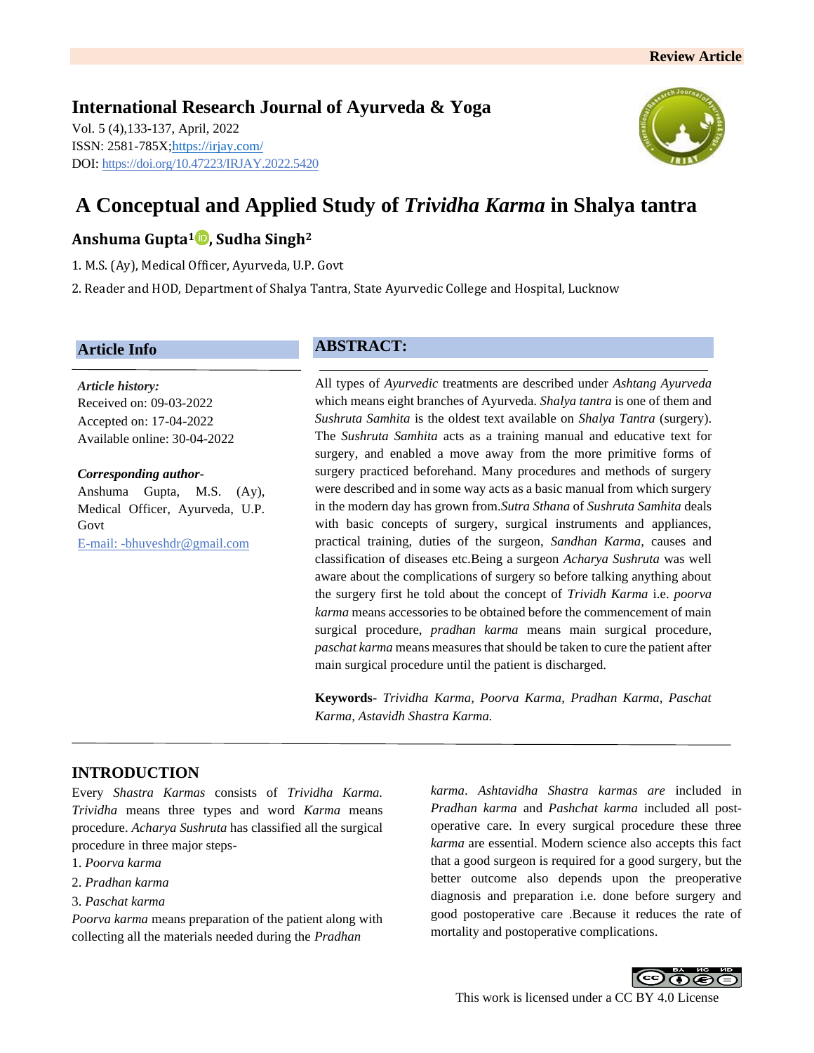Review Article

**International Research Journal of Ayurveda & Yoga**

Vol. 5 (4),133-137, April, 2022
ISSN: 2581-785X;https://irjay.com/
DOI: https://doi.org/10.47223/IRJAY.2022.5420

# A Conceptual and Applied Study of *Trividha Karma* in Shalya tantra

**Anshuma Gupta[1], Sudha Singh[2]**

1. M.S. (Ay), Medical Officer, Ayurveda, U.P. Govt
2. Reader and HOD, Department of Shalya Tantra, State Ayurvedic College and Hospital, Lucknow

## Article Info

*Article history:*
Received on: 09-03-2022
Accepted on: 17-04-2022
Available online: 30-04-2022

*Corresponding author-*
Anshuma Gupta, M.S. (Ay), Medical Officer, Ayurveda, U.P. Govt
E-mail: -bhuveshdr@gmail.com

## ABSTRACT:

All types of *Ayurvedic* treatments are described under *Ashtang Ayurveda* which means eight branches of Ayurveda. *Shalya tantra* is one of them and *Sushruta Samhita* is the oldest text available on *Shalya Tantra* (surgery). The *Sushruta Samhita* acts as a training manual and educative text for surgery, and enabled a move away from the more primitive forms of surgery practiced beforehand. Many procedures and methods of surgery were described and in some way acts as a basic manual from which surgery in the modern day has grown from.*Sutra Sthana* of *Sushruta Samhita* deals with basic concepts of surgery, surgical instruments and appliances, practical training, duties of the surgeon, *Sandhan Karma*, causes and classification of diseases etc.Being a surgeon *Acharya Sushruta* was well aware about the complications of surgery so before talking anything about the surgery first he told about the concept of *Trividh Karma* i.e. *poorva karma* means accessories to be obtained before the commencement of main surgical procedure, *pradhan karma* means main surgical procedure, *paschat karma* means measures that should be taken to cure the patient after main surgical procedure until the patient is discharged.

**Keywords-** *Trividha Karma, Poorva Karma, Pradhan Karma, Paschat Karma, Astavidh Shastra Karma.*

## INTRODUCTION

Every *Shastra Karmas* consists of *Trividha Karma. Trividha* means three types and word *Karma* means procedure. *Acharya Sushruta* has classified all the surgical procedure in three major steps-

1. *Poorva karma*
2. *Pradhan karma*
3. *Paschat karma*

*Poorva karma* means preparation of the patient along with collecting all the materials needed during the *Pradhan karma*. *Ashtavidha Shastra karmas are* included in *Pradhan karma* and *Pashchat karma* included all post-operative care. In every surgical procedure these three *karma* are essential. Modern science also accepts this fact that a good surgeon is required for a good surgery, but the better outcome also depends upon the preoperative diagnosis and preparation i.e. done before surgery and good postoperative care .Because it reduces the rate of mortality and postoperative complications.

This work is licensed under a CC BY 4.0 License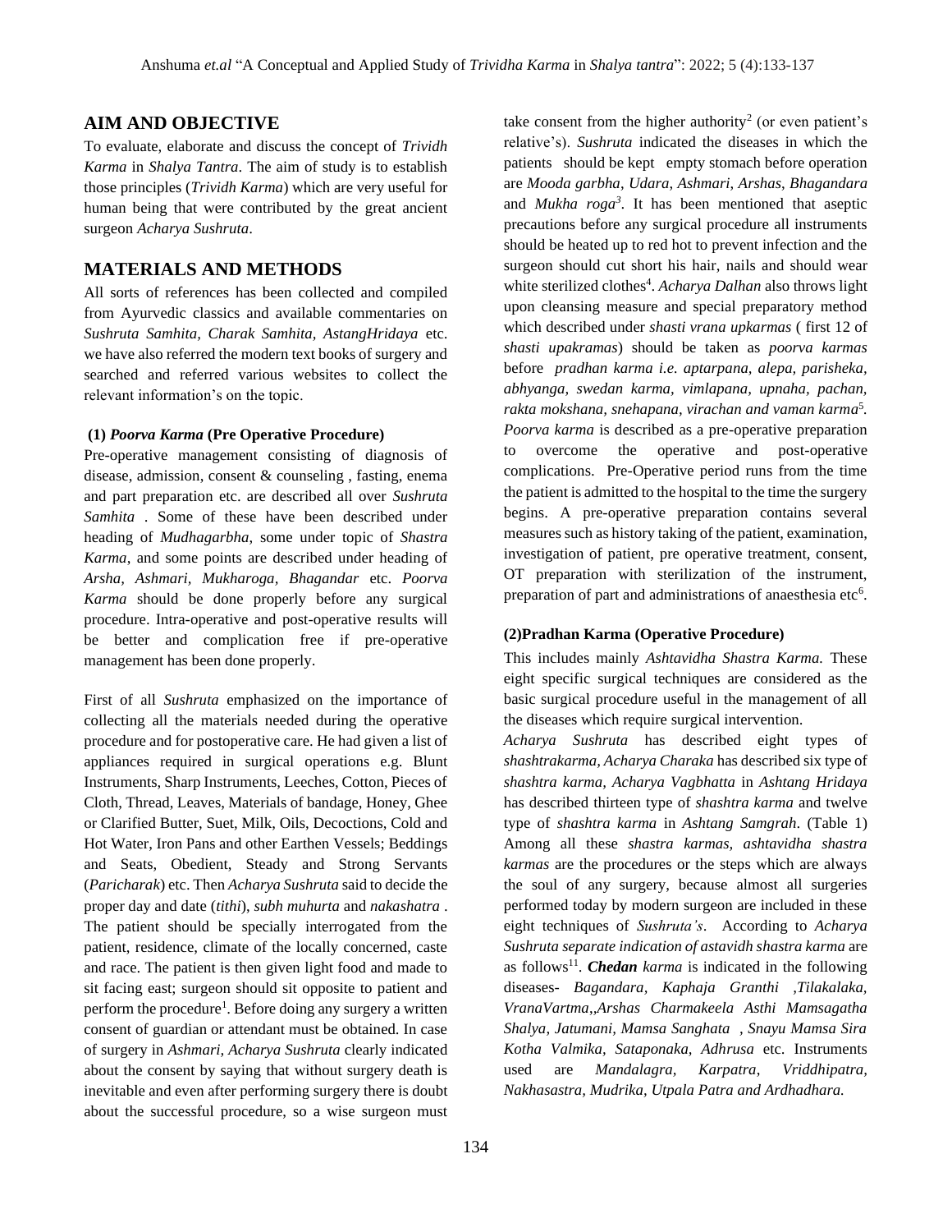## AIM AND OBJECTIVE

To evaluate, elaborate and discuss the concept of *Trividh Karma* in *Shalya Tantra*. The aim of study is to establish those principles (*Trividh Karma*) which are very useful for human being that were contributed by the great ancient surgeon *Acharya Sushruta*.

## MATERIALS AND METHODS

All sorts of references has been collected and compiled from Ayurvedic classics and available commentaries on *Sushruta Samhita, Charak Samhita, AstangHridaya* etc. we have also referred the modern text books of surgery and searched and referred various websites to collect the relevant information's on the topic.

#### (1) *Poorva Karma* (Pre Operative Procedure)

Pre-operative management consisting of diagnosis of disease, admission, consent & counseling , fasting, enema and part preparation etc. are described all over *Sushruta Samhita* . Some of these have been described under heading of *Mudhagarbha*, some under topic of *Shastra Karma,* and some points are described under heading of *Arsha, Ashmari, Mukharoga, Bhagandar* etc. *Poorva Karma* should be done properly before any surgical procedure. Intra-operative and post-operative results will be better and complication free if pre-operative management has been done properly.

First of all *Sushruta* emphasized on the importance of collecting all the materials needed during the operative procedure and for postoperative care. He had given a list of appliances required in surgical operations e.g. Blunt Instruments, Sharp Instruments, Leeches, Cotton, Pieces of Cloth, Thread, Leaves, Materials of bandage, Honey, Ghee or Clarified Butter, Suet, Milk, Oils, Decoctions, Cold and Hot Water, Iron Pans and other Earthen Vessels; Beddings and Seats, Obedient, Steady and Strong Servants (*Paricharak*) etc. Then *Acharya Sushruta* said to decide the proper day and date (*tithi*), *subh muhurta* and *nakashatra* . The patient should be specially interrogated from the patient, residence, climate of the locally concerned, caste and race. The patient is then given light food and made to sit facing east; surgeon should sit opposite to patient and perform the procedure[1]. Before doing any surgery a written consent of guardian or attendant must be obtained. In case of surgery in *Ashmari, Acharya Sushruta* clearly indicated about the consent by saying that without surgery death is inevitable and even after performing surgery there is doubt about the successful procedure, so a wise surgeon must take consent from the higher authority[2] (or even patient's relative's). *Sushruta* indicated the diseases in which the patients should be kept empty stomach before operation are *Mooda garbha*, *Udara*, *Ashmari*, *Arshas*, *Bhagandara* and *Mukha roga*[3]. It has been mentioned that aseptic precautions before any surgical procedure all instruments should be heated up to red hot to prevent infection and the surgeon should cut short his hair, nails and should wear white sterilized clothes[4]. *Acharya Dalhan* also throws light upon cleansing measure and special preparatory method which described under *shasti vrana upkarmas* ( first 12 of *shasti upakramas*) should be taken as *poorva karmas* before *pradhan karma i.e. aptarpana, alepa, parisheka, abhyanga, swedan karma, vimlapana, upnaha, pachan, rakta mokshana, snehapana, virachan and vaman karma*[5]. *Poorva karma* is described as a pre-operative preparation to overcome the operative and post-operative complications. Pre-Operative period runs from the time the patient is admitted to the hospital to the time the surgery begins. A pre-operative preparation contains several measures such as history taking of the patient, examination, investigation of patient, pre operative treatment, consent, OT preparation with sterilization of the instrument, preparation of part and administrations of anaesthesia etc[6].

#### (2)Pradhan Karma (Operative Procedure)

This includes mainly *Ashtavidha Shastra Karma.* These eight specific surgical techniques are considered as the basic surgical procedure useful in the management of all the diseases which require surgical intervention.

*Acharya Sushruta* has described eight types of *shashtrakarma, Acharya Charaka* has described six type of *shashtra karma, Acharya Vagbhatta* in *Ashtang Hridaya* has described thirteen type of *shashtra karma* and twelve type of *shashtra karma* in *Ashtang Samgrah*. (Table 1) Among all these *shastra karmas, ashtavidha shastra karmas* are the procedures or the steps which are always the soul of any surgery, because almost all surgeries performed today by modern surgeon are included in these eight techniques of *Sushruta's*. According to *Acharya Sushruta separate indication of astavidh shastra karma* are as follows[11]. ***Chedan*** *karma* is indicated in the following diseases- *Bagandara, Kaphaja Granthi ,Tilakalaka, VranaVartma,,Arshas Charmakeela Asthi Mamsagatha Shalya, Jatumani, Mamsa Sanghata , Snayu Mamsa Sira Kotha Valmika, Sataponaka, Adhrusa* etc. Instruments used are *Mandalagra, Karpatra, Vriddhipatra, Nakhasastra, Mudrika, Utpala Patra and Ardhadhara.*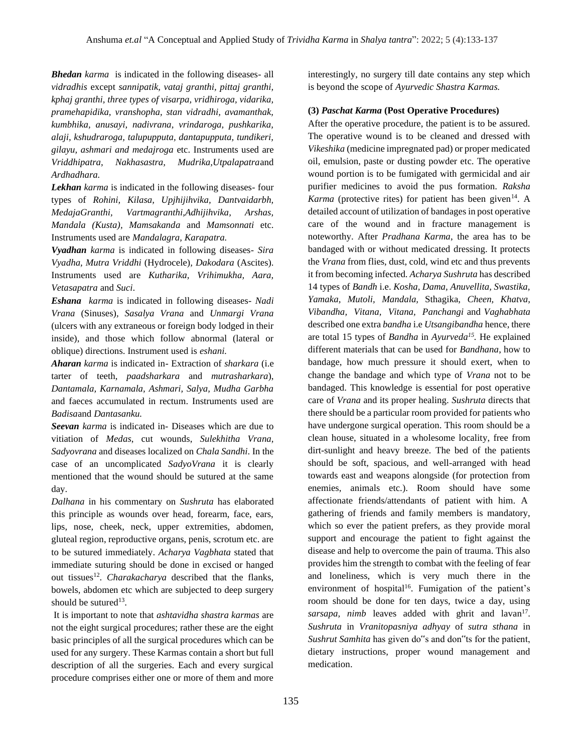***Bhedan** karma* is indicated in the following diseases- all *vidradhis* except *sannipatik, vataj granthi, pittaj granthi, kphaj granthi, three types of visarpa, vridhiroga, vidarika, pramehapidika, vranshopha, stan vidradhi, avamanthak, kumbhika, anusayi, nadivrana, vrindaroga, pushkarika, alaji, kshudraroga, talupupputa, dantapupputa, tundikeri, gilayu, ashmari and medajroga* etc. Instruments used are *Vriddhipatra, Nakhasastra, Mudrika,Utpalapatra*and *Ardhadhara.*

***Lekhan** karma* is indicated in the following diseases- four types of *Rohini, Kilasa, Upjhijihvika, Dantvaidarbh, MedajaGranthi, Vartmagranthi,Adhijihvika, Arshas, Mandala (Kusta), Mamsakanda* and *Mamsonnati* etc. Instruments used are *Mandalagra, Karapatra.*

***Vyadhan** karma* is indicated in following diseases- *Sira Vyadha, Mutra Vriddhi* (Hydrocele), *Dakodara* (Ascites). Instruments used are *Kutharika, Vrihimukha, Aara, Vetasapatra* and *Suci*.

***Eshana** karma* is indicated in following diseases- *Nadi Vrana* (Sinuses), *Sasalya Vrana* and *Unmargi Vrana* (ulcers with any extraneous or foreign body lodged in their inside), and those which follow abnormal (lateral or oblique) directions. Instrument used is *eshani.*

***Aharan** karma* is indicated in- Extraction of *sharkara* (i.e tarter of teeth, *paadsharkara* and *mutrasharkara*), *Dantamala, Karnamala, Ashmari, Salya, Mudha Garbha* and faeces accumulated in rectum. Instruments used are *Badisa*and *Dantasanku.*

***Seevan** karma* is indicated in- Diseases which are due to vitiation of *Medas*, cut wounds, *Sulekhitha Vrana, Sadyovrana* and diseases localized on *Chala Sandhi*. In the case of an uncomplicated *SadyoVrana* it is clearly mentioned that the wound should be sutured at the same day.

*Dalhana* in his commentary on *Sushruta* has elaborated this principle as wounds over head, forearm, face, ears, lips, nose, cheek, neck, upper extremities, abdomen, gluteal region, reproductive organs, penis, scrotum etc. are to be sutured immediately. *Acharya Vagbhata* stated that immediate suturing should be done in excised or hanged out tissues[12]. *Charakacharya* described that the flanks, bowels, abdomen etc which are subjected to deep surgery should be sutured[13].

It is important to note that *ashtavidha shastra karmas* are not the eight surgical procedures; rather these are the eight basic principles of all the surgical procedures which can be used for any surgery. These Karmas contain a short but full description of all the surgeries. Each and every surgical procedure comprises either one or more of them and more interestingly, no surgery till date contains any step which is beyond the scope of *Ayurvedic Shastra Karmas.*

### (3) *Paschat Karma* (Post Operative Procedures)

After the operative procedure, the patient is to be assured. The operative wound is to be cleaned and dressed with *Vikeshika* (medicine impregnated pad) or proper medicated oil, emulsion, paste or dusting powder etc. The operative wound portion is to be fumigated with germicidal and air purifier medicines to avoid the pus formation. *Raksha Karma* (protective rites) for patient has been given[14]. A detailed account of utilization of bandages in post operative care of the wound and in fracture management is noteworthy. After *Pradhana Karma*, the area has to be bandaged with or without medicated dressing. It protects the *Vrana* from flies, dust, cold, wind etc and thus prevents it from becoming infected. *Acharya Sushruta* has described 14 types of *Bandh* i.e. *Kosha, Dama, Anuvellita, Swastika, Yamaka, Mutoli, Mandala,* Sthagika, *Cheen, Khatva, Vibandha, Vitana, Vitana, Panchangi* and *Vaghabhata* described one extra *bandha* i.e *Utsangibandha* hence, there are total 15 types of *Bandha* in *Ayurveda*[15]. He explained different materials that can be used for *Bandhana*, how to bandage, how much pressure it should exert, when to change the bandage and which type of *Vrana* not to be bandaged. This knowledge is essential for post operative care of *Vrana* and its proper healing. *Sushruta* directs that there should be a particular room provided for patients who have undergone surgical operation. This room should be a clean house, situated in a wholesome locality, free from dirt-sunlight and heavy breeze. The bed of the patients should be soft, spacious, and well-arranged with head towards east and weapons alongside (for protection from enemies, animals etc.). Room should have some affectionate friends/attendants of patient with him. A gathering of friends and family members is mandatory, which so ever the patient prefers, as they provide moral support and encourage the patient to fight against the disease and help to overcome the pain of trauma. This also provides him the strength to combat with the feeling of fear and loneliness, which is very much there in the environment of hospital[16]. Fumigation of the patient's room should be done for ten days, twice a day, using *sarsapa, nimb* leaves added with ghrit and lavan[17]. *Sushruta* in *Vranitopasniya adhyay* of *sutra sthana* in *Sushrut Samhita* has given do"s and don"ts for the patient, dietary instructions, proper wound management and medication.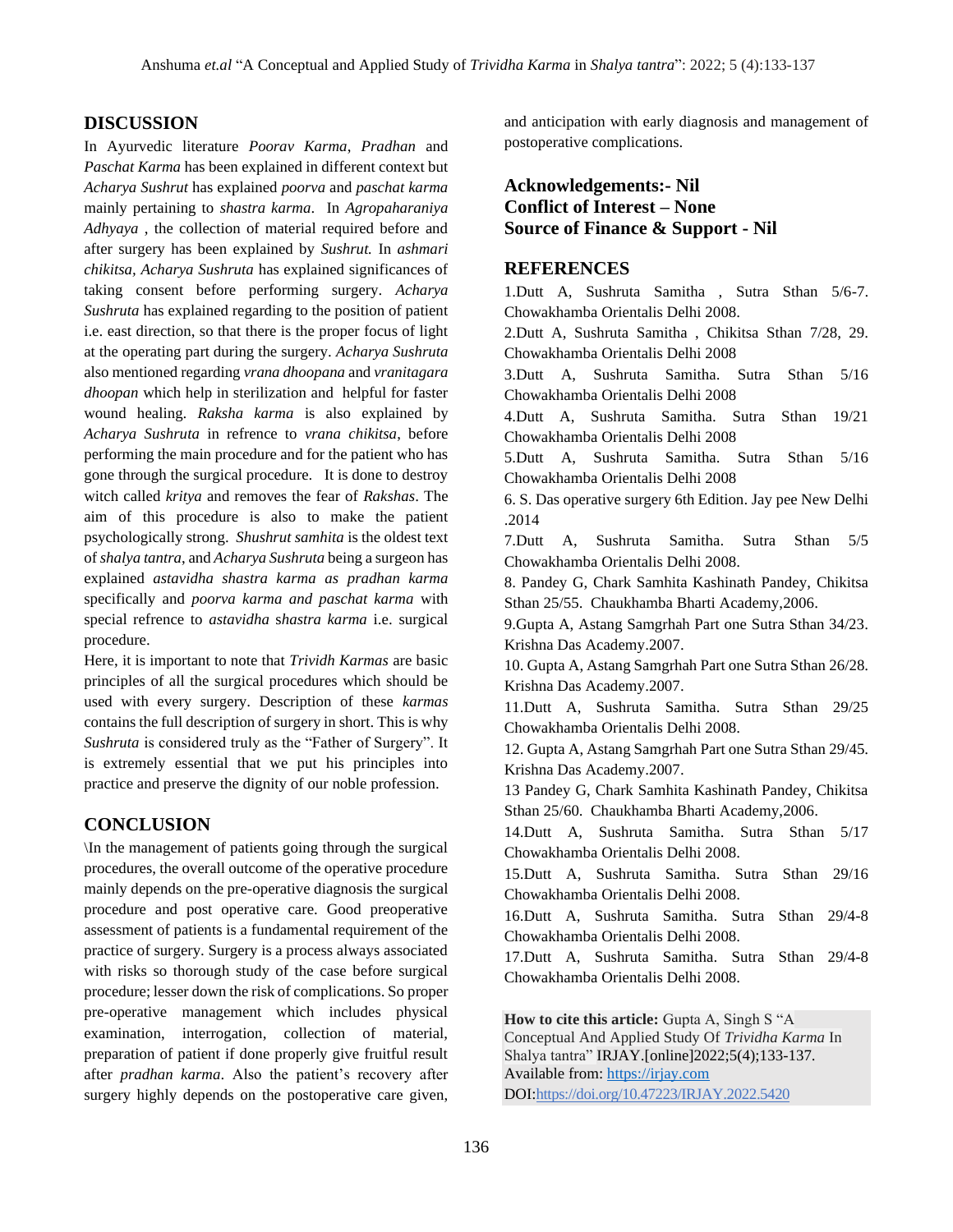## DISCUSSION

In Ayurvedic literature *Poorav Karma*, *Pradhan* and *Paschat Karma* has been explained in different context but *Acharya Sushrut* has explained *poorva* and *paschat karma* mainly pertaining to *shastra karma*. In *Agropaharaniya Adhyaya* , the collection of material required before and after surgery has been explained by *Sushrut.* In *ashmari chikitsa, Acharya Sushruta* has explained significances of taking consent before performing surgery. *Acharya Sushruta* has explained regarding to the position of patient i.e. east direction, so that there is the proper focus of light at the operating part during the surgery. *Acharya Sushruta* also mentioned regarding *vrana dhoopana* and *vranitagara dhoopan* which help in sterilization and helpful for faster wound healing. *Raksha karma* is also explained by *Acharya Sushruta* in refrence to *vrana chikitsa*, before performing the main procedure and for the patient who has gone through the surgical procedure. It is done to destroy witch called *kritya* and removes the fear of *Rakshas*. The aim of this procedure is also to make the patient psychologically strong. *Shushrut samhita* is the oldest text of *shalya tantra*, and *Acharya Sushruta* being a surgeon has explained *astavidha shastra karma as pradhan karma* specifically and *poorva karma and paschat karma* with special refrence to *astavidha shastra karma* i.e. surgical procedure.

Here, it is important to note that *Trividh Karmas* are basic principles of all the surgical procedures which should be used with every surgery. Description of these *karmas* contains the full description of surgery in short. This is why *Sushruta* is considered truly as the "Father of Surgery". It is extremely essential that we put his principles into practice and preserve the dignity of our noble profession.

## CONCLUSION

\In the management of patients going through the surgical procedures, the overall outcome of the operative procedure mainly depends on the pre-operative diagnosis the surgical procedure and post operative care. Good preoperative assessment of patients is a fundamental requirement of the practice of surgery. Surgery is a process always associated with risks so thorough study of the case before surgical procedure; lesser down the risk of complications. So proper pre-operative management which includes physical examination, interrogation, collection of material, preparation of patient if done properly give fruitful result after *pradhan karma*. Also the patient's recovery after surgery highly depends on the postoperative care given, and anticipation with early diagnosis and management of postoperative complications.

**Acknowledgements:- Nil**
**Conflict of Interest – None**
**Source of Finance & Support - Nil**

## REFERENCES

1. Dutt A, Sushruta Samitha , Sutra Sthan 5/6-7. Chowakhamba Orientalis Delhi 2008.
2. Dutt A, Sushruta Samitha , Chikitsa Sthan 7/28, 29. Chowakhamba Orientalis Delhi 2008
3. Dutt A, Sushruta Samitha. Sutra Sthan 5/16 Chowakhamba Orientalis Delhi 2008
4. Dutt A, Sushruta Samitha. Sutra Sthan 19/21 Chowakhamba Orientalis Delhi 2008
5. Dutt A, Sushruta Samitha. Sutra Sthan 5/16 Chowakhamba Orientalis Delhi 2008
6. S. Das operative surgery 6th Edition. Jay pee New Delhi .2014
7. Dutt A, Sushruta Samitha. Sutra Sthan 5/5 Chowakhamba Orientalis Delhi 2008.
8. Pandey G, Chark Samhita Kashinath Pandey, Chikitsa Sthan 25/55. Chaukhamba Bharti Academy,2006.
9. Gupta A, Astang Samgrhah Part one Sutra Sthan 34/23. Krishna Das Academy.2007.
10. Gupta A, Astang Samgrhah Part one Sutra Sthan 26/28. Krishna Das Academy.2007.
11. Dutt A, Sushruta Samitha. Sutra Sthan 29/25 Chowakhamba Orientalis Delhi 2008.
12. Gupta A, Astang Samgrhah Part one Sutra Sthan 29/45. Krishna Das Academy.2007.
13. Pandey G, Chark Samhita Kashinath Pandey, Chikitsa Sthan 25/60. Chaukhamba Bharti Academy,2006.
14. Dutt A, Sushruta Samitha. Sutra Sthan 5/17 Chowakhamba Orientalis Delhi 2008.
15. Dutt A, Sushruta Samitha. Sutra Sthan 29/16 Chowakhamba Orientalis Delhi 2008.
16. Dutt A, Sushruta Samitha. Sutra Sthan 29/4-8 Chowakhamba Orientalis Delhi 2008.
17. Dutt A, Sushruta Samitha. Sutra Sthan 29/4-8 Chowakhamba Orientalis Delhi 2008.

**How to cite this article:** Gupta A, Singh S "A Conceptual And Applied Study Of *Trividha Karma* In Shalya tantra" IRJAY.[online]2022;5(4);133-137.
Available from: https://irjay.com
DOI:https://doi.org/10.47223/IRJAY.2022.5420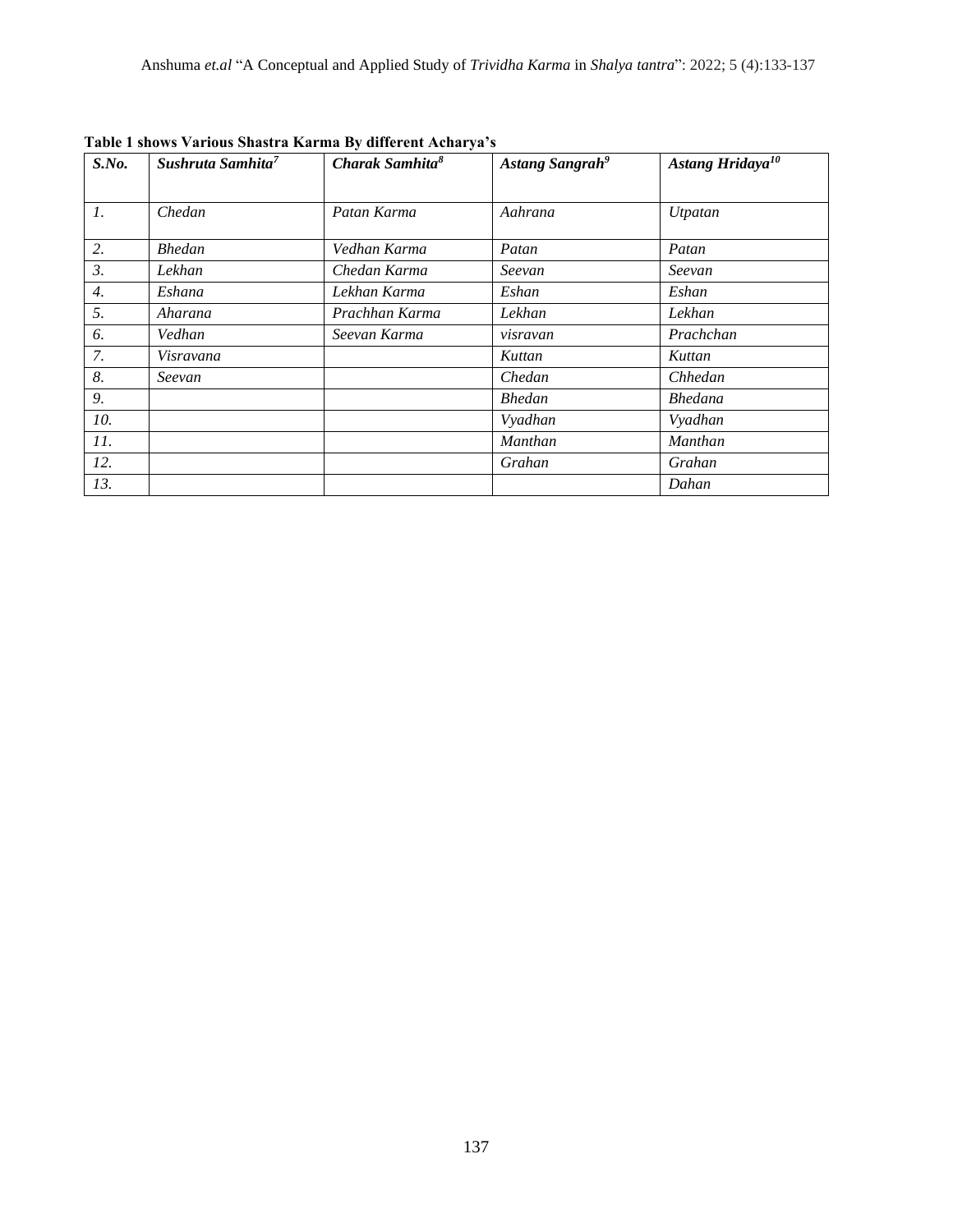**Table 1 shows Various Shastra Karma By different Acharya's**

| *S.No.* | *Sushruta Samhita*[7] | *Charak Samhita*[8] | *Astang Sangrah*[9] | *Astang Hridaya*[10] |
|---|---|---|---|---|
| *1.* | *Chedan* | *Patan Karma* | *Aahrana* | *Utpatan* |
| *2.* | *Bhedan* | *Vedhan Karma* | *Patan* | *Patan* |
| *3.* | *Lekhan* | *Chedan Karma* | *Seevan* | *Seevan* |
| *4.* | *Eshana* | *Lekhan Karma* | *Eshan* | *Eshan* |
| *5.* | *Aharana* | *Prachhan Karma* | *Lekhan* | *Lekhan* |
| *6.* | *Vedhan* | *Seevan Karma* | *visravan* | *Prachchan* |
| *7.* | *Visravana* | | *Kuttan* | *Kuttan* |
| *8.* | *Seevan* | | *Chedan* | *Chhedan* |
| *9.* | | | *Bhedan* | *Bhedana* |
| *10.* | | | *Vyadhan* | *Vyadhan* |
| *11.* | | | *Manthan* | *Manthan* |
| *12.* | | | *Grahan* | *Grahan* |
| *13.* | | | | *Dahan* |